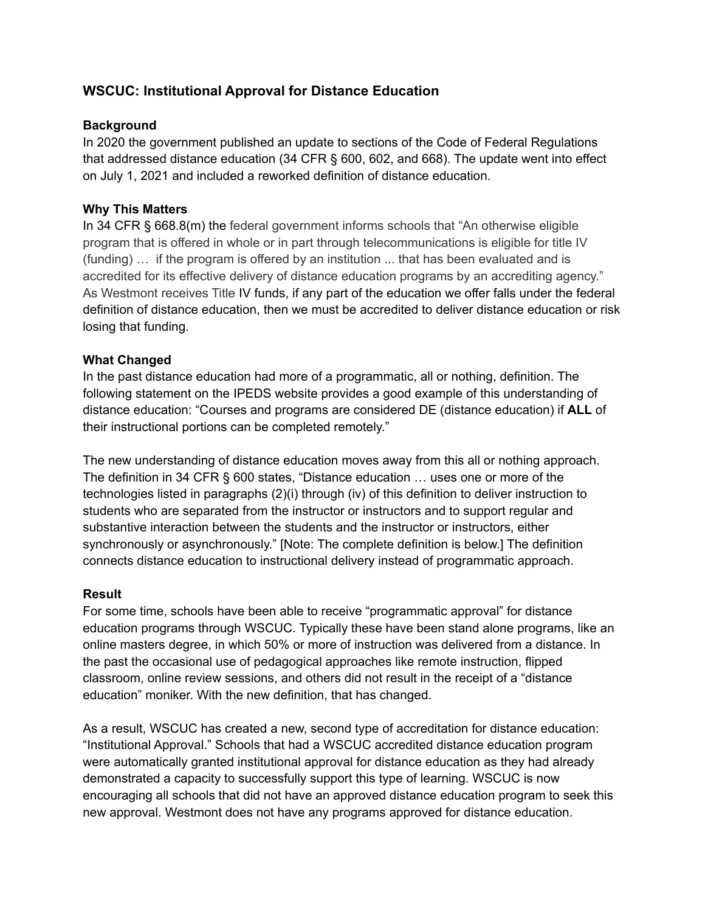## WSCUC: Institutional Approval for Distance Education

### Background

In 2020 the government published an update to sections of the Code of Federal Regulations that addressed distance education (34 CFR § 600, 602, and 668). The update went into effect on July 1, 2021 and included a reworked definition of distance education.

### Why This Matters

In 34 CFR § 668.8(m) the federal government informs schools that "An otherwise eligible program that is offered in whole or in part through telecommunications is eligible for title IV (funding) … if the program is offered by an institution ... that has been evaluated and is accredited for its effective delivery of distance education programs by an accrediting agency." As Westmont receives Title IV funds, if any part of the education we offer falls under the federal definition of distance education, then we must be accredited to deliver distance education or risk losing that funding.

### What Changed

In the past distance education had more of a programmatic, all or nothing, definition. The following statement on the IPEDS website provides a good example of this understanding of distance education: "Courses and programs are considered DE (distance education) if **ALL** of their instructional portions can be completed remotely."

The new understanding of distance education moves away from this all or nothing approach. The definition in 34 CFR § 600 states, "Distance education … uses one or more of the technologies listed in paragraphs (2)(i) through (iv) of this definition to deliver instruction to students who are separated from the instructor or instructors and to support regular and substantive interaction between the students and the instructor or instructors, either synchronously or asynchronously." [Note: The complete definition is below.] The definition connects distance education to instructional delivery instead of programmatic approach.

### Result

For some time, schools have been able to receive "programmatic approval" for distance education programs through WSCUC. Typically these have been stand alone programs, like an online masters degree, in which 50% or more of instruction was delivered from a distance. In the past the occasional use of pedagogical approaches like remote instruction, flipped classroom, online review sessions, and others did not result in the receipt of a "distance education" moniker. With the new definition, that has changed.

As a result, WSCUC has created a new, second type of accreditation for distance education: "Institutional Approval." Schools that had a WSCUC accredited distance education program were automatically granted institutional approval for distance education as they had already demonstrated a capacity to successfully support this type of learning. WSCUC is now encouraging all schools that did not have an approved distance education program to seek this new approval. Westmont does not have any programs approved for distance education.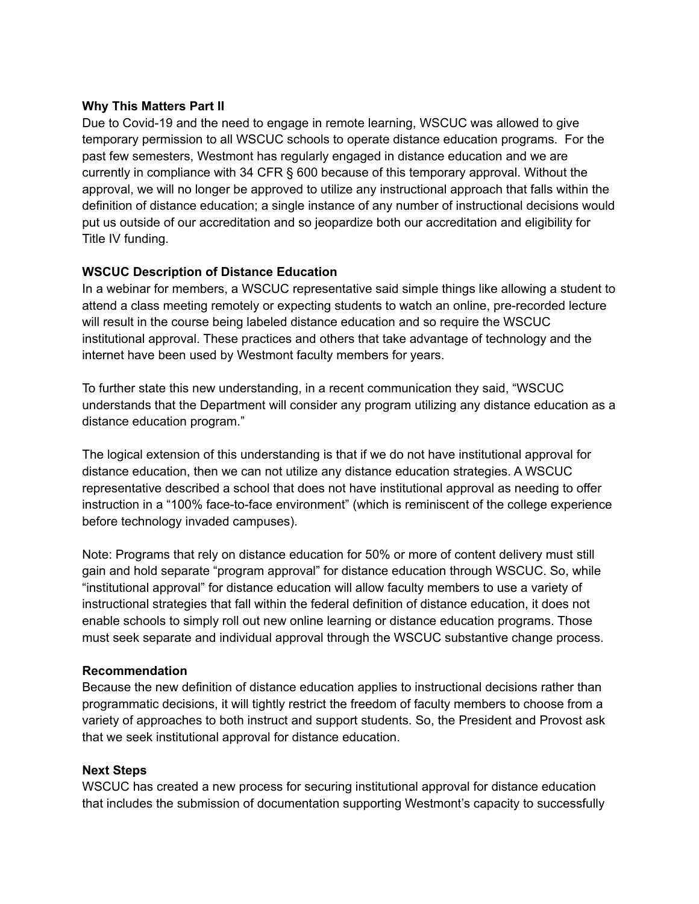**Why This Matters Part II**

Due to Covid-19 and the need to engage in remote learning, WSCUC was allowed to give temporary permission to all WSCUC schools to operate distance education programs. For the past few semesters, Westmont has regularly engaged in distance education and we are currently in compliance with 34 CFR § 600 because of this temporary approval. Without the approval, we will no longer be approved to utilize any instructional approach that falls within the definition of distance education; a single instance of any number of instructional decisions would put us outside of our accreditation and so jeopardize both our accreditation and eligibility for Title IV funding.

**WSCUC Description of Distance Education**

In a webinar for members, a WSCUC representative said simple things like allowing a student to attend a class meeting remotely or expecting students to watch an online, pre-recorded lecture will result in the course being labeled distance education and so require the WSCUC institutional approval. These practices and others that take advantage of technology and the internet have been used by Westmont faculty members for years.

To further state this new understanding, in a recent communication they said, "WSCUC understands that the Department will consider any program utilizing any distance education as a distance education program."

The logical extension of this understanding is that if we do not have institutional approval for distance education, then we can not utilize any distance education strategies. A WSCUC representative described a school that does not have institutional approval as needing to offer instruction in a "100% face-to-face environment" (which is reminiscent of the college experience before technology invaded campuses).

Note: Programs that rely on distance education for 50% or more of content delivery must still gain and hold separate "program approval" for distance education through WSCUC. So, while "institutional approval" for distance education will allow faculty members to use a variety of instructional strategies that fall within the federal definition of distance education, it does not enable schools to simply roll out new online learning or distance education programs. Those must seek separate and individual approval through the WSCUC substantive change process.

**Recommendation**

Because the new definition of distance education applies to instructional decisions rather than programmatic decisions, it will tightly restrict the freedom of faculty members to choose from a variety of approaches to both instruct and support students. So, the President and Provost ask that we seek institutional approval for distance education.

**Next Steps**

WSCUC has created a new process for securing institutional approval for distance education that includes the submission of documentation supporting Westmont's capacity to successfully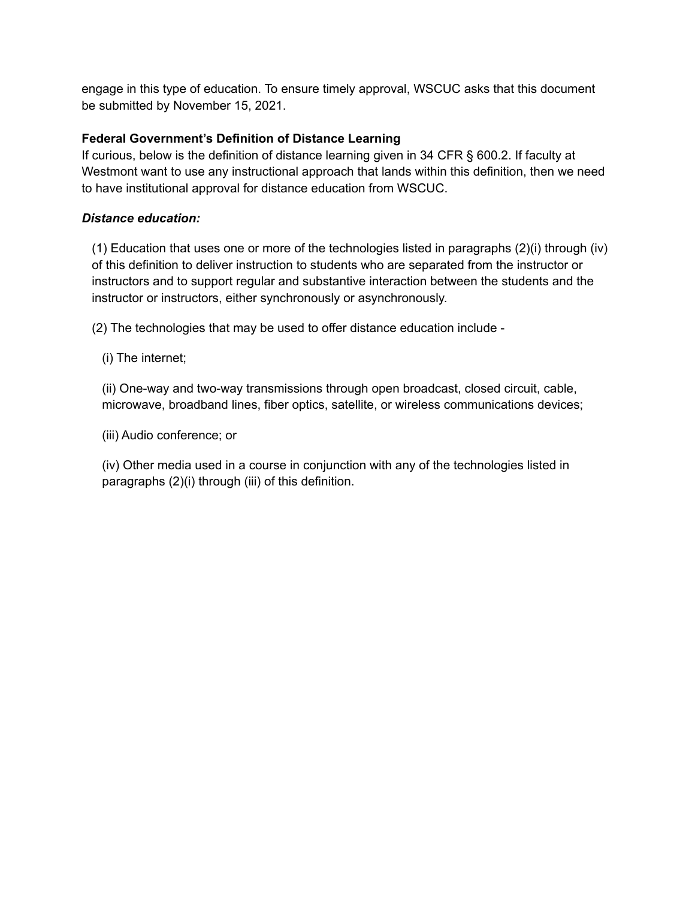engage in this type of education. To ensure timely approval, WSCUC asks that this document be submitted by November 15, 2021.

**Federal Government's Definition of Distance Learning**

If curious, below is the definition of distance learning given in 34 CFR § 600.2. If faculty at Westmont want to use any instructional approach that lands within this definition, then we need to have institutional approval for distance education from WSCUC.

***Distance education:***

(1) Education that uses one or more of the technologies listed in paragraphs (2)(i) through (iv) of this definition to deliver instruction to students who are separated from the instructor or instructors and to support regular and substantive interaction between the students and the instructor or instructors, either synchronously or asynchronously.

(2) The technologies that may be used to offer distance education include -

(i) The internet;

(ii) One-way and two-way transmissions through open broadcast, closed circuit, cable, microwave, broadband lines, fiber optics, satellite, or wireless communications devices;

(iii) Audio conference; or

(iv) Other media used in a course in conjunction with any of the technologies listed in paragraphs (2)(i) through (iii) of this definition.